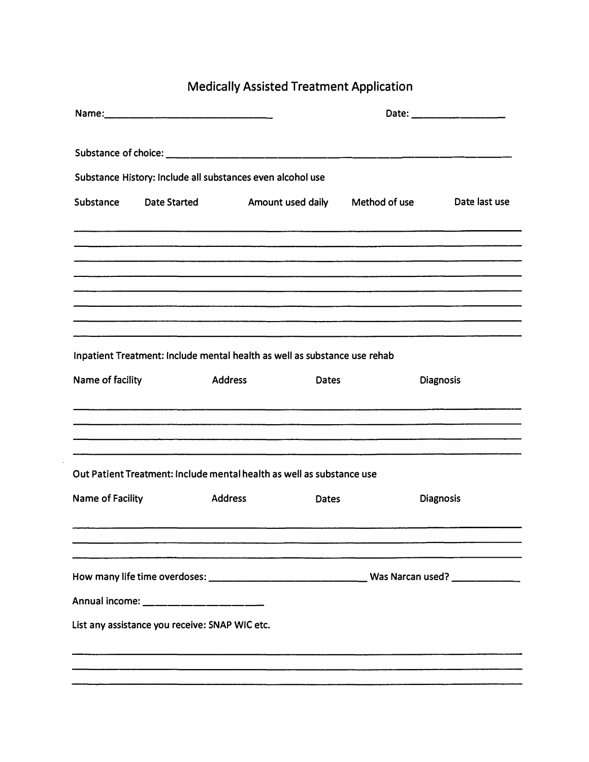# Medically Assisted Treatment Application

Name:______________________________ Date: ________________

Substance of choice: ______________________________________________________________

Substance History: Include all substances even alcohol use

| Substance | Date Started | Amount used daily | Method of use | Date last use |
|---|---|---|---|---|
| | | | | |
| | | | | |
| | | | | |
| | | | | |
| | | | | |
| | | | | |
| | | | | |
| | | | | |

Inpatient Treatment: Include mental health as well as substance use rehab

| Name of facility | Address | Dates | Diagnosis |
|---|---|---|---|
| | | | |
| | | | |
| | | | |
| | | | |

Out Patient Treatment: Include mental health as well as substance use

| Name of Facility | Address | Dates | Diagnosis |
|---|---|---|---|
| | | | |
| | | | |
| | | | |

How many life time overdoses: ____________________________ Was Narcan used? ____________

Annual income: ______________________

List any assistance you receive: SNAP WIC etc.

______________________________________________________________________________

______________________________________________________________________________

______________________________________________________________________________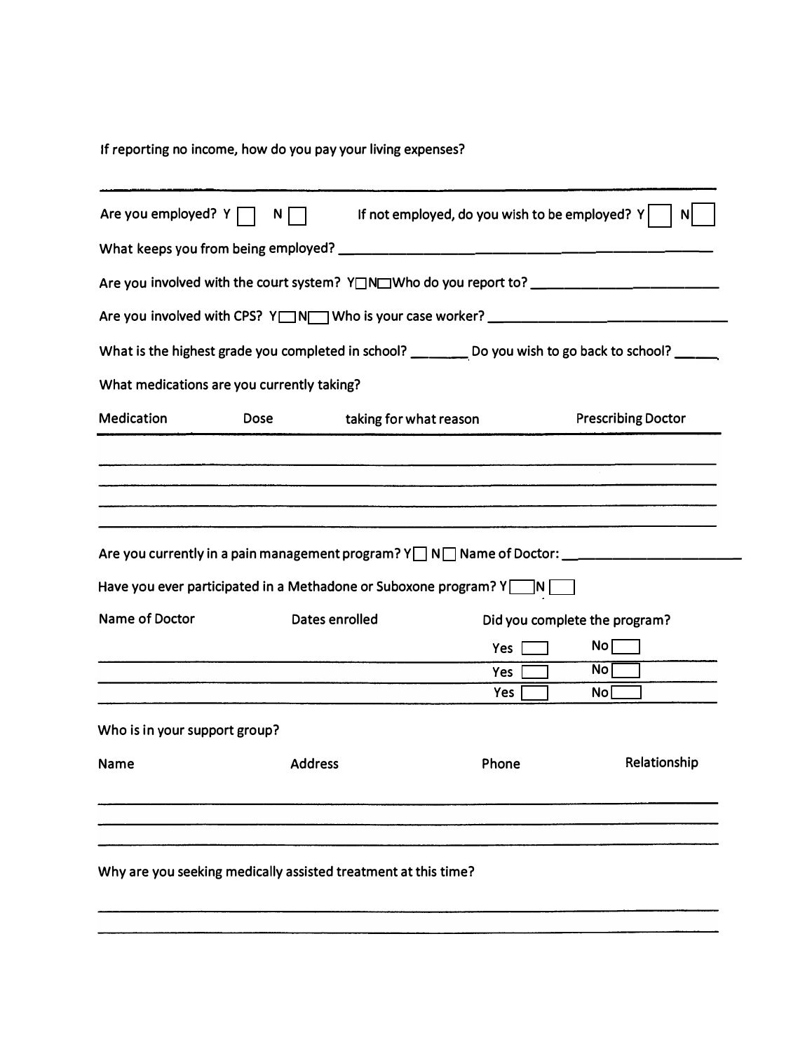If reporting no income, how do you pay your living expenses?

______________________________________________________________________

Are you employed? Y ☐ N ☐ If not employed, do you wish to be employed? Y ☐ N ☐

What keeps you from being employed? ______________________________________________

Are you involved with the court system? Y☐N☐Who do you report to? __________________________

Are you involved with CPS? Y☐N☐ Who is your case worker? ________________________________

What is the highest grade you completed in school? ________ Do you wish to go back to school? ______

What medications are you currently taking?

| Medication | Dose | taking for what reason | Prescribing Doctor |
| --- | --- | --- | --- |
| | | | |
| | | | |
| | | | |
| | | | |

Are you currently in a pain management program? Y☐ N☐ Name of Doctor: ______________________

Have you ever participated in a Methadone or Suboxone program? Y☐ N☐

| Name of Doctor | Dates enrolled | Did you complete the program? | |
| --- | --- | --- | --- |
| | | Yes ☐ | No ☐ |
| | | Yes ☐ | No ☐ |
| | | Yes ☐ | No ☐ |

Who is in your support group?

| Name | Address | Phone | Relationship |
| --- | --- | --- | --- |
| | | | |
| | | | |
| | | | |

Why are you seeking medically assisted treatment at this time?

______________________________________________________________________

______________________________________________________________________